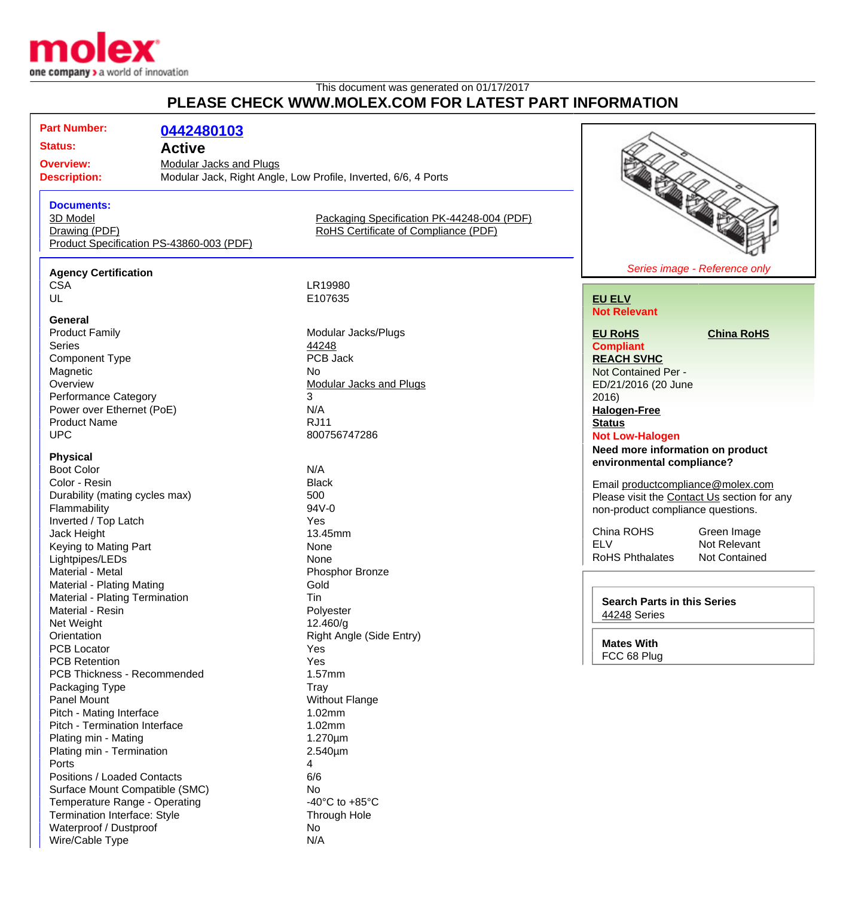This document was generated on 01/17/2017

# PLEASE CHECK WWW.MOLEX.COM FOR LATEST PART INFORMATION

| | |
|---|---|
| **Part Number:** | **0442480103** |
| **Status:** | **Active** |
| **Overview:** | Modular Jacks and Plugs |
| **Description:** | Modular Jack, Right Angle, Low Profile, Inverted, 6/6, 4 Ports |

**Documents:**

- 3D Model
- Drawing (PDF)
- Product Specification PS-43860-003 (PDF)
- Packaging Specification PK-44248-004 (PDF)
- RoHS Certificate of Compliance (PDF)

*Series image - Reference only*

### Agency Certification

| | |
|---|---|
| CSA | LR19980 |
| UL | E107635 |

### General

| | |
|---|---|
| Product Family | Modular Jacks/Plugs |
| Series | 44248 |
| Component Type | PCB Jack |
| Magnetic | No |
| Overview | Modular Jacks and Plugs |
| Performance Category | 3 |
| Power over Ethernet (PoE) | N/A |
| Product Name | RJ11 |
| UPC | 800756747286 |

### Physical

| | |
|---|---|
| Boot Color | N/A |
| Color - Resin | Black |
| Durability (mating cycles max) | 500 |
| Flammability | 94V-0 |
| Inverted / Top Latch | Yes |
| Jack Height | 13.45mm |
| Keying to Mating Part | None |
| Lightpipes/LEDs | None |
| Material - Metal | Phosphor Bronze |
| Material - Plating Mating | Gold |
| Material - Plating Termination | Tin |
| Material - Resin | Polyester |
| Net Weight | 12.460/g |
| Orientation | Right Angle (Side Entry) |
| PCB Locator | Yes |
| PCB Retention | Yes |
| PCB Thickness - Recommended | 1.57mm |
| Packaging Type | Tray |
| Panel Mount | Without Flange |
| Pitch - Mating Interface | 1.02mm |
| Pitch - Termination Interface | 1.02mm |
| Plating min - Mating | 1.270µm |
| Plating min - Termination | 2.540µm |
| Ports | 4 |
| Positions / Loaded Contacts | 6/6 |
| Surface Mount Compatible (SMC) | No |
| Temperature Range - Operating | -40°C to +85°C |
| Termination Interface: Style | Through Hole |
| Waterproof / Dustproof | No |
| Wire/Cable Type | N/A |

**EU ELV**
**Not Relevant**

**EU RoHS** **China RoHS**
**Compliant**

**REACH SVHC**
Not Contained Per - ED/21/2016 (20 June 2016)

**Halogen-Free Status**
**Not Low-Halogen**

**Need more information on product environmental compliance?**

Email productcompliance@molex.com
Please visit the Contact Us section for any non-product compliance questions.

| | |
|---|---|
| China ROHS | Green Image |
| ELV | Not Relevant |
| RoHS Phthalates | Not Contained |

**Search Parts in this Series**
44248 Series

**Mates With**
FCC 68 Plug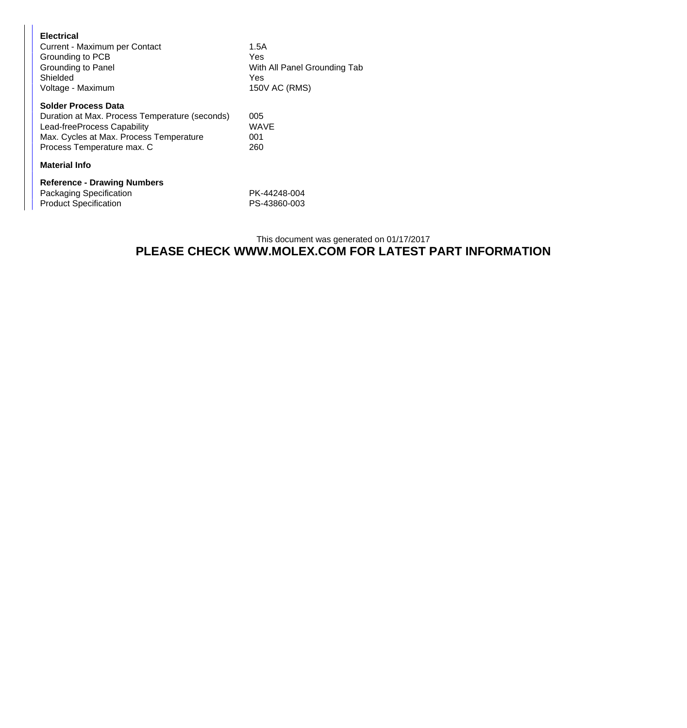**Electrical**

| | |
|---|---|
| Current - Maximum per Contact | 1.5A |
| Grounding to PCB | Yes |
| Grounding to Panel | With All Panel Grounding Tab |
| Shielded | Yes |
| Voltage - Maximum | 150V AC (RMS) |

**Solder Process Data**

| | |
|---|---|
| Duration at Max. Process Temperature (seconds) | 005 |
| Lead-freeProcess Capability | WAVE |
| Max. Cycles at Max. Process Temperature | 001 |
| Process Temperature max. C | 260 |

**Material Info**

**Reference - Drawing Numbers**

| | |
|---|---|
| Packaging Specification | PK-44248-004 |
| Product Specification | PS-43860-003 |

This document was generated on 01/17/2017

**PLEASE CHECK WWW.MOLEX.COM FOR LATEST PART INFORMATION**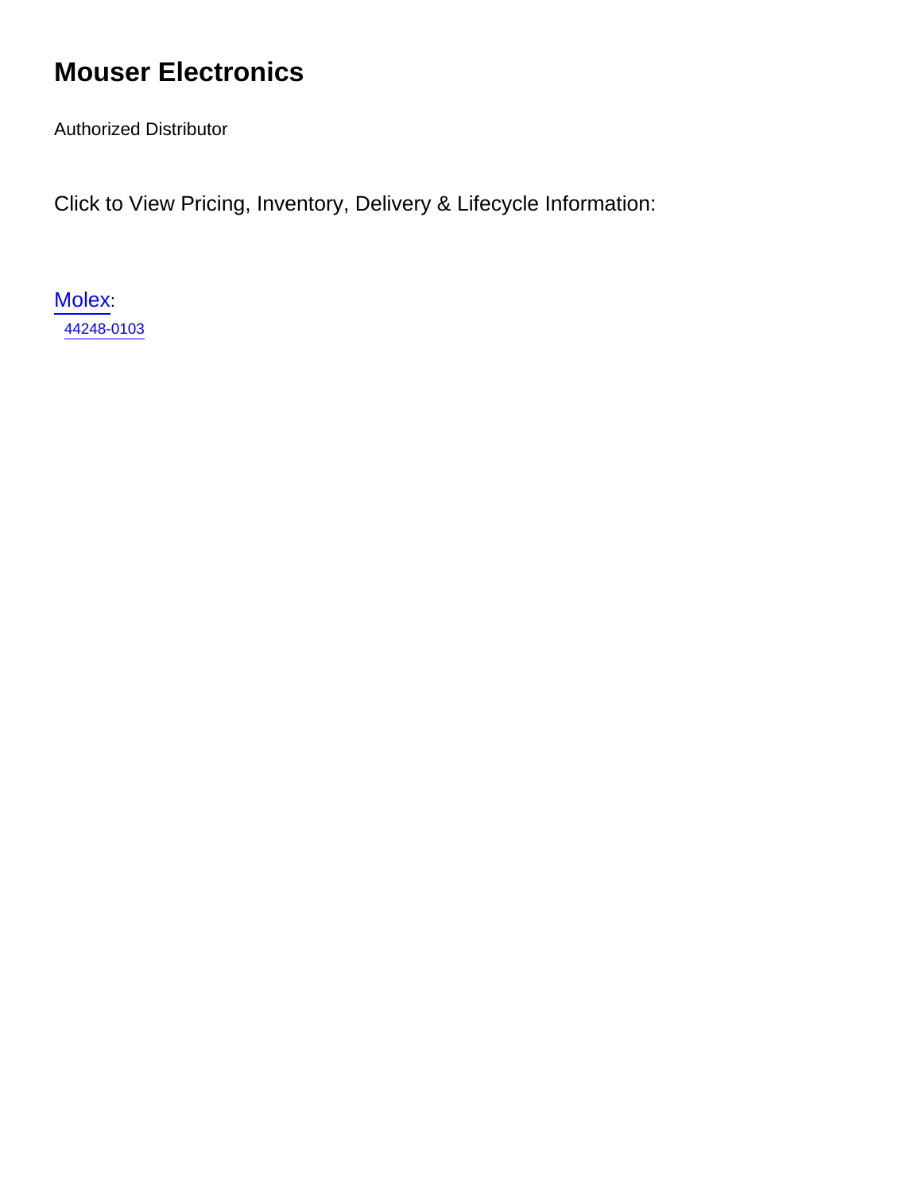# Mouser Electronics

Authorized Distributor

Click to View Pricing, Inventory, Delivery & Lifecycle Information:

Molex:

44248-0103